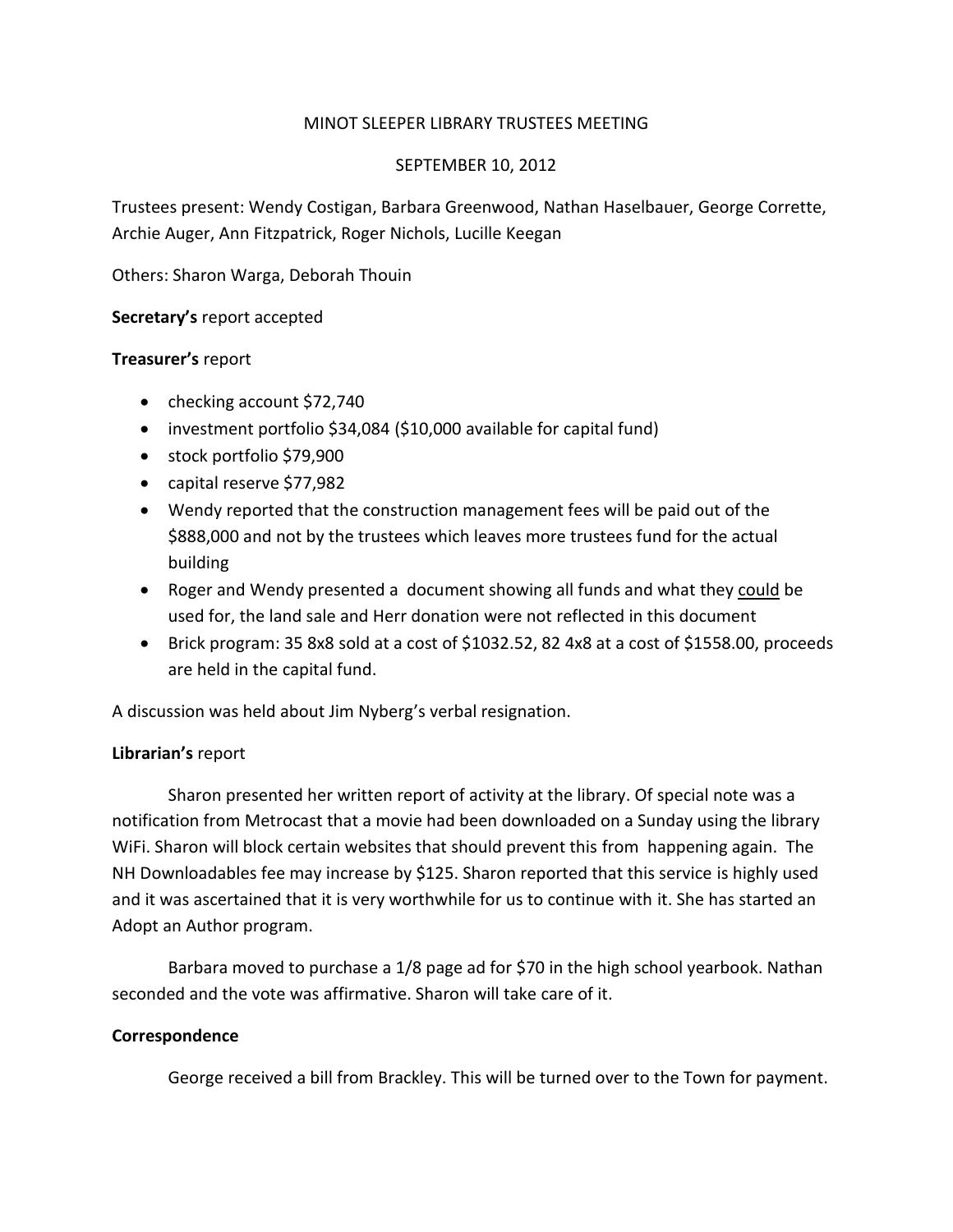MINOT SLEEPER LIBRARY TRUSTEES MEETING

SEPTEMBER 10, 2012

Trustees present: Wendy Costigan, Barbara Greenwood, Nathan Haselbauer, George Corrette, Archie Auger, Ann Fitzpatrick, Roger Nichols, Lucille Keegan

Others: Sharon Warga, Deborah Thouin

**Secretary's** report accepted

**Treasurer's** report

- checking account $72,740
- investment portfolio $34,084 ($10,000 available for capital fund)
- stock portfolio $79,900
- capital reserve $77,982
- Wendy reported that the construction management fees will be paid out of the $888,000 and not by the trustees which leaves more trustees fund for the actual building
- Roger and Wendy presented a document showing all funds and what they <u>could</u> be used for, the land sale and Herr donation were not reflected in this document
- Brick program: 35 8x8 sold at a cost of $1032.52, 82 4x8 at a cost of $1558.00, proceeds are held in the capital fund.

A discussion was held about Jim Nyberg's verbal resignation.

**Librarian's** report

Sharon presented her written report of activity at the library. Of special note was a notification from Metrocast that a movie had been downloaded on a Sunday using the library WiFi. Sharon will block certain websites that should prevent this from happening again. The NH Downloadables fee may increase by $125. Sharon reported that this service is highly used and it was ascertained that it is very worthwhile for us to continue with it. She has started an Adopt an Author program.

Barbara moved to purchase a 1/8 page ad for $70 in the high school yearbook. Nathan seconded and the vote was affirmative. Sharon will take care of it.

**Correspondence**

George received a bill from Brackley. This will be turned over to the Town for payment.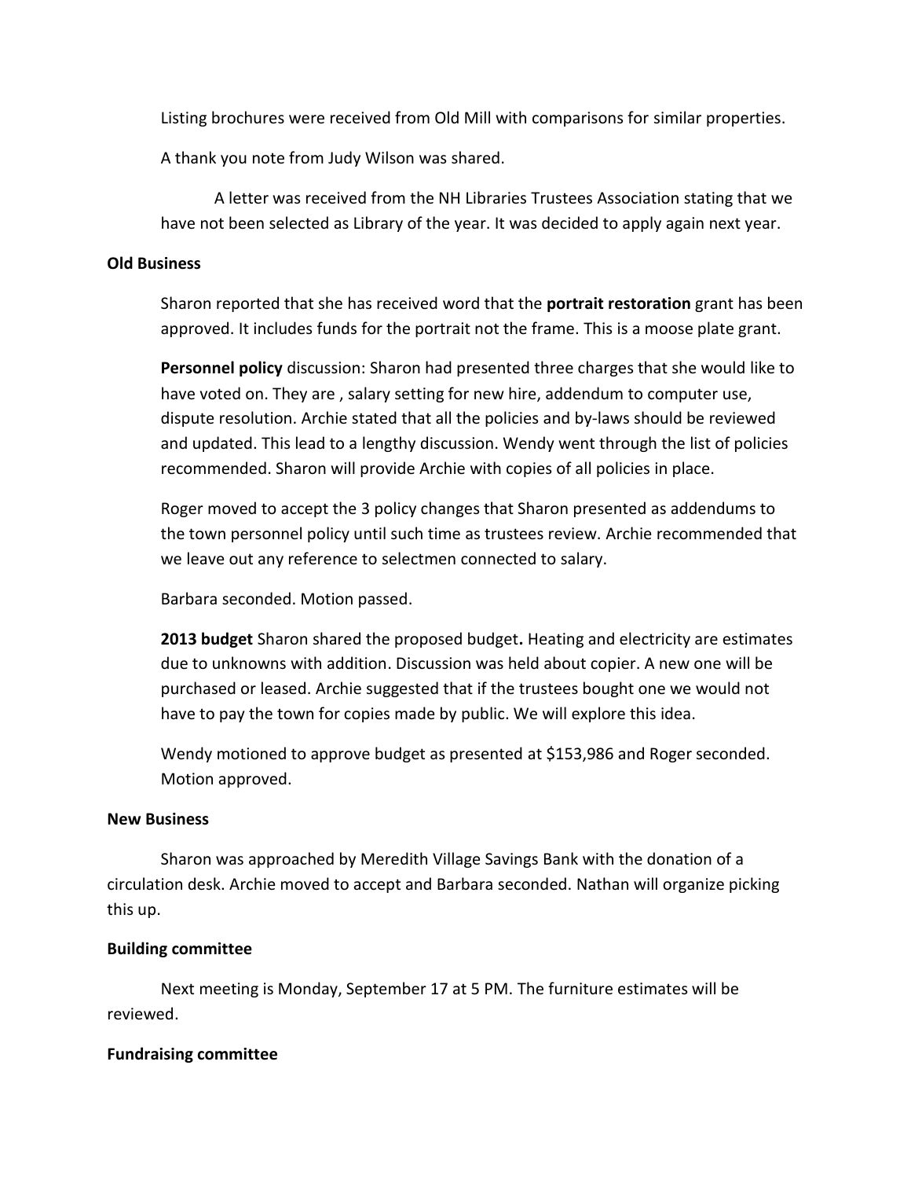Listing brochures were received from Old Mill with comparisons for similar properties.

A thank you note from Judy Wilson was shared.

A letter was received from the NH Libraries Trustees Association stating that we have not been selected as Library of the year. It was decided to apply again next year.

**Old Business**

Sharon reported that she has received word that the **portrait restoration** grant has been approved. It includes funds for the portrait not the frame. This is a moose plate grant.

**Personnel policy** discussion: Sharon had presented three charges that she would like to have voted on. They are , salary setting for new hire, addendum to computer use, dispute resolution. Archie stated that all the policies and by-laws should be reviewed and updated. This lead to a lengthy discussion. Wendy went through the list of policies recommended. Sharon will provide Archie with copies of all policies in place.

Roger moved to accept the 3 policy changes that Sharon presented as addendums to the town personnel policy until such time as trustees review. Archie recommended that we leave out any reference to selectmen connected to salary.

Barbara seconded. Motion passed.

**2013 budget** Sharon shared the proposed budget**.** Heating and electricity are estimates due to unknowns with addition. Discussion was held about copier. A new one will be purchased or leased. Archie suggested that if the trustees bought one we would not have to pay the town for copies made by public. We will explore this idea.

Wendy motioned to approve budget as presented at $153,986 and Roger seconded. Motion approved.

**New Business**

Sharon was approached by Meredith Village Savings Bank with the donation of a circulation desk. Archie moved to accept and Barbara seconded. Nathan will organize picking this up.

**Building committee**

Next meeting is Monday, September 17 at 5 PM. The furniture estimates will be reviewed.

**Fundraising committee**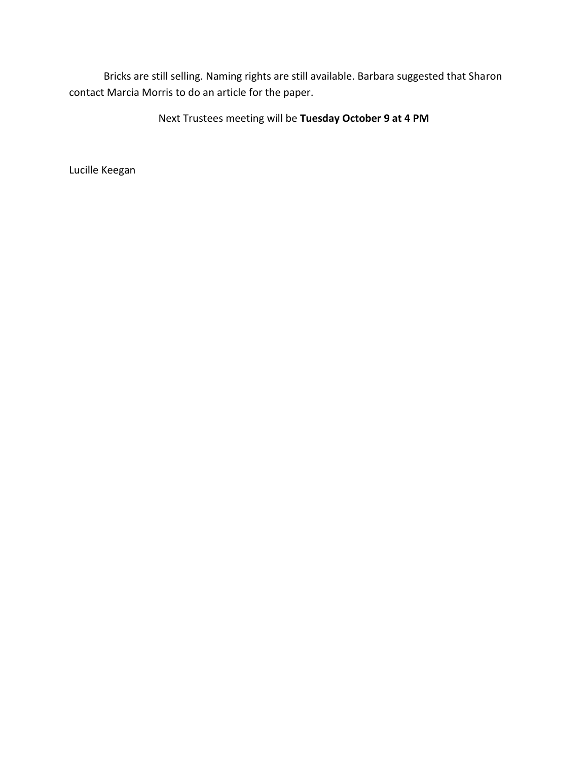Bricks are still selling. Naming rights are still available. Barbara suggested that Sharon contact Marcia Morris to do an article for the paper.

Next Trustees meeting will be **Tuesday October 9 at 4 PM**

Lucille Keegan